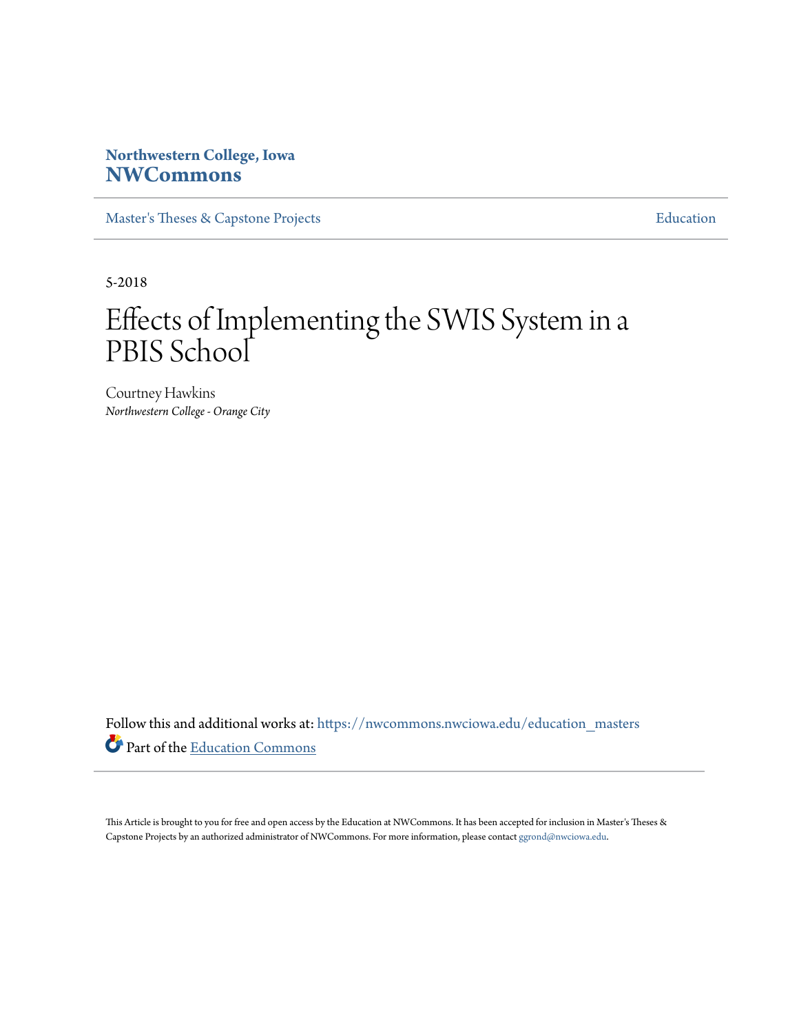Northwestern College, Iowa

**NWCommons**

Master's Theses & Capstone Projects | Education

5-2018

# Effects of Implementing the SWIS System in a PBIS School

Courtney Hawkins

*Northwestern College - Orange City*

Follow this and additional works at: https://nwcommons.nwciowa.edu/education_masters

Part of the Education Commons

This Article is brought to you for free and open access by the Education at NWCommons. It has been accepted for inclusion in Master's Theses & Capstone Projects by an authorized administrator of NWCommons. For more information, please contact ggrond@nwciowa.edu.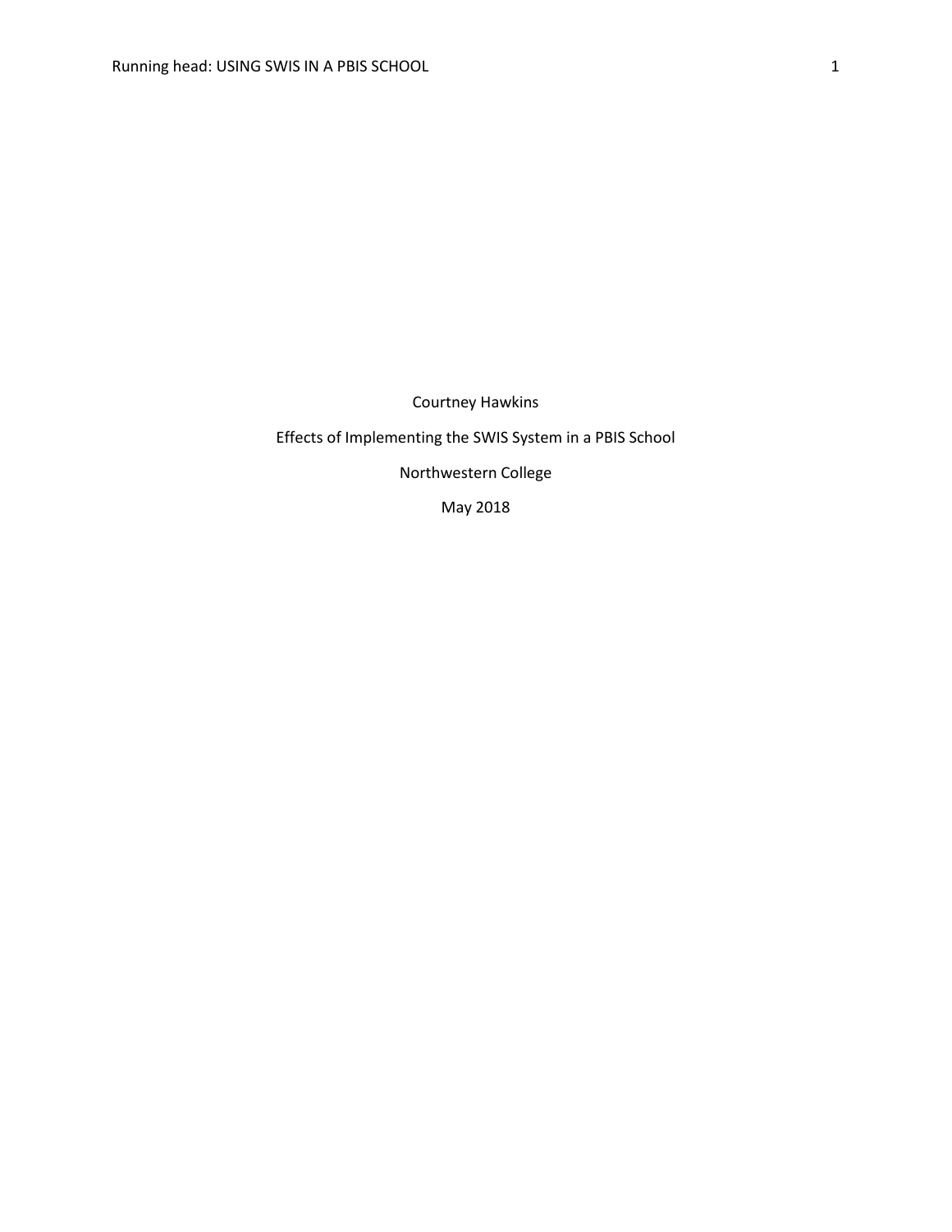Courtney Hawkins

Effects of Implementing the SWIS System in a PBIS School

Northwestern College

May 2018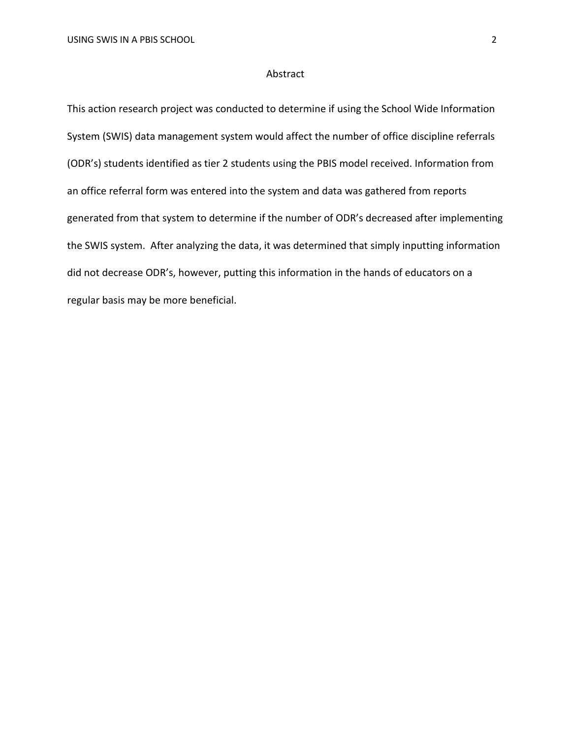# Abstract

This action research project was conducted to determine if using the School Wide Information System (SWIS) data management system would affect the number of office discipline referrals (ODR's) students identified as tier 2 students using the PBIS model received. Information from an office referral form was entered into the system and data was gathered from reports generated from that system to determine if the number of ODR's decreased after implementing the SWIS system. After analyzing the data, it was determined that simply inputting information did not decrease ODR's, however, putting this information in the hands of educators on a regular basis may be more beneficial.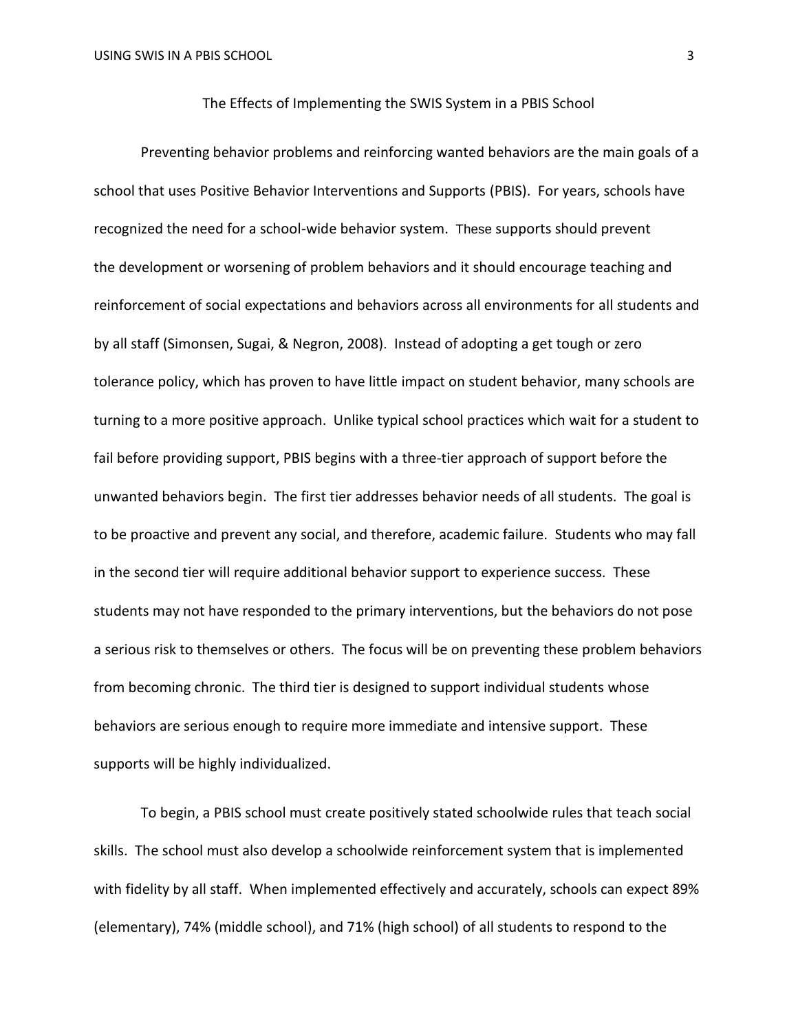# The Effects of Implementing the SWIS System in a PBIS School

Preventing behavior problems and reinforcing wanted behaviors are the main goals of a school that uses Positive Behavior Interventions and Supports (PBIS). For years, schools have recognized the need for a school-wide behavior system. These supports should prevent the development or worsening of problem behaviors and it should encourage teaching and reinforcement of social expectations and behaviors across all environments for all students and by all staff (Simonsen, Sugai, & Negron, 2008). Instead of adopting a get tough or zero tolerance policy, which has proven to have little impact on student behavior, many schools are turning to a more positive approach. Unlike typical school practices which wait for a student to fail before providing support, PBIS begins with a three-tier approach of support before the unwanted behaviors begin. The first tier addresses behavior needs of all students. The goal is to be proactive and prevent any social, and therefore, academic failure. Students who may fall in the second tier will require additional behavior support to experience success. These students may not have responded to the primary interventions, but the behaviors do not pose a serious risk to themselves or others. The focus will be on preventing these problem behaviors from becoming chronic. The third tier is designed to support individual students whose behaviors are serious enough to require more immediate and intensive support. These supports will be highly individualized.

To begin, a PBIS school must create positively stated schoolwide rules that teach social skills. The school must also develop a schoolwide reinforcement system that is implemented with fidelity by all staff. When implemented effectively and accurately, schools can expect 89% (elementary), 74% (middle school), and 71% (high school) of all students to respond to the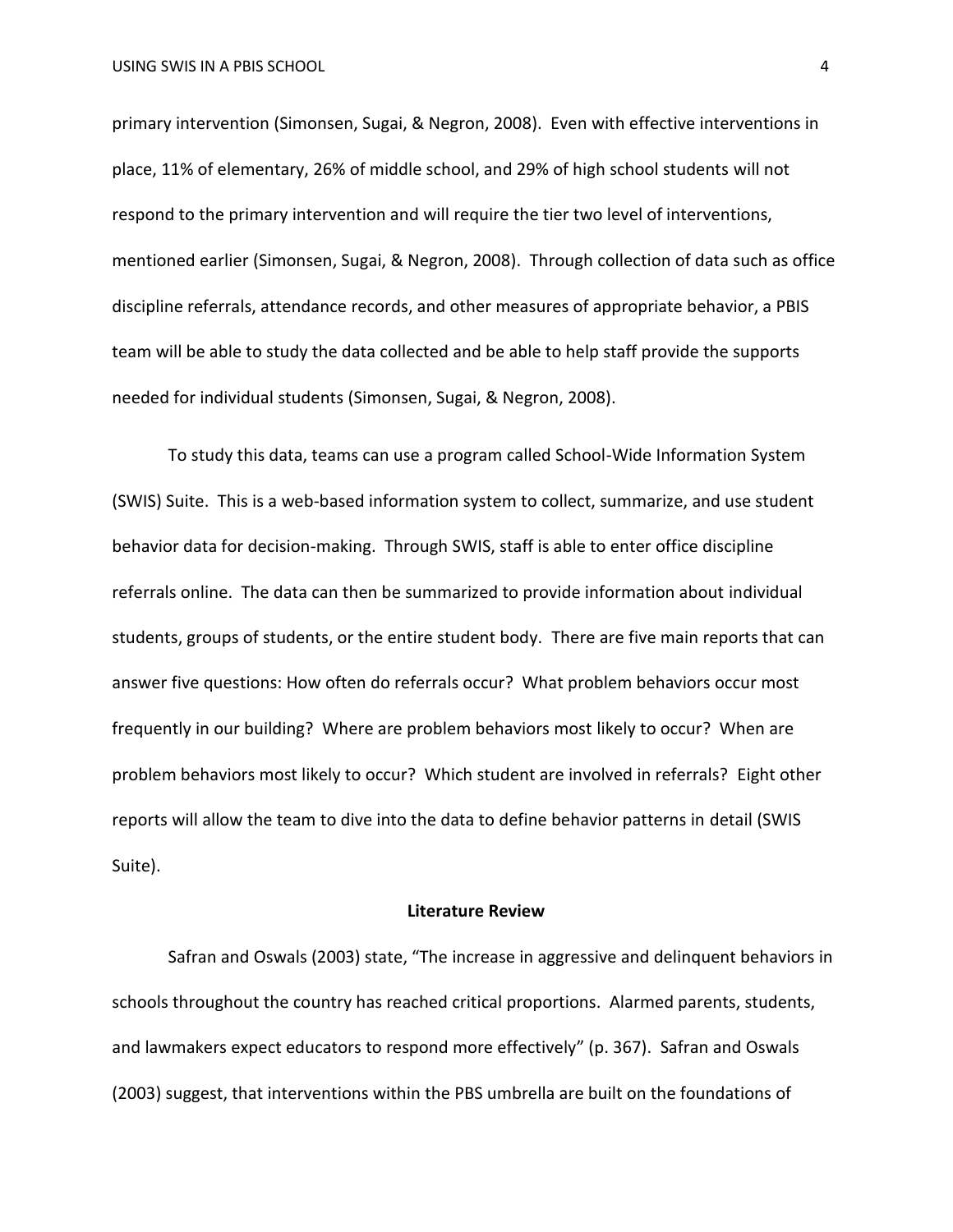primary intervention (Simonsen, Sugai, & Negron, 2008). Even with effective interventions in place, 11% of elementary, 26% of middle school, and 29% of high school students will not respond to the primary intervention and will require the tier two level of interventions, mentioned earlier (Simonsen, Sugai, & Negron, 2008). Through collection of data such as office discipline referrals, attendance records, and other measures of appropriate behavior, a PBIS team will be able to study the data collected and be able to help staff provide the supports needed for individual students (Simonsen, Sugai, & Negron, 2008).

To study this data, teams can use a program called School-Wide Information System (SWIS) Suite. This is a web-based information system to collect, summarize, and use student behavior data for decision-making. Through SWIS, staff is able to enter office discipline referrals online. The data can then be summarized to provide information about individual students, groups of students, or the entire student body. There are five main reports that can answer five questions: How often do referrals occur? What problem behaviors occur most frequently in our building? Where are problem behaviors most likely to occur? When are problem behaviors most likely to occur? Which student are involved in referrals? Eight other reports will allow the team to dive into the data to define behavior patterns in detail (SWIS Suite).

## Literature Review

Safran and Oswals (2003) state, "The increase in aggressive and delinquent behaviors in schools throughout the country has reached critical proportions. Alarmed parents, students, and lawmakers expect educators to respond more effectively" (p. 367). Safran and Oswals (2003) suggest, that interventions within the PBS umbrella are built on the foundations of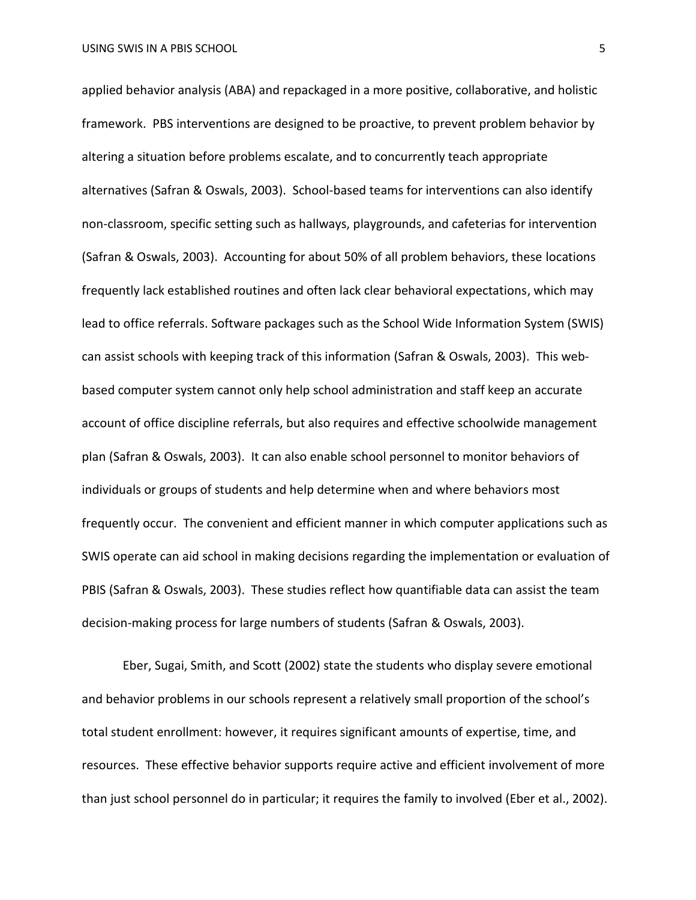applied behavior analysis (ABA) and repackaged in a more positive, collaborative, and holistic framework. PBS interventions are designed to be proactive, to prevent problem behavior by altering a situation before problems escalate, and to concurrently teach appropriate alternatives (Safran & Oswals, 2003). School-based teams for interventions can also identify non-classroom, specific setting such as hallways, playgrounds, and cafeterias for intervention (Safran & Oswals, 2003). Accounting for about 50% of all problem behaviors, these locations frequently lack established routines and often lack clear behavioral expectations, which may lead to office referrals. Software packages such as the School Wide Information System (SWIS) can assist schools with keeping track of this information (Safran & Oswals, 2003). This web-based computer system cannot only help school administration and staff keep an accurate account of office discipline referrals, but also requires and effective schoolwide management plan (Safran & Oswals, 2003). It can also enable school personnel to monitor behaviors of individuals or groups of students and help determine when and where behaviors most frequently occur. The convenient and efficient manner in which computer applications such as SWIS operate can aid school in making decisions regarding the implementation or evaluation of PBIS (Safran & Oswals, 2003). These studies reflect how quantifiable data can assist the team decision-making process for large numbers of students (Safran & Oswals, 2003).

Eber, Sugai, Smith, and Scott (2002) state the students who display severe emotional and behavior problems in our schools represent a relatively small proportion of the school's total student enrollment: however, it requires significant amounts of expertise, time, and resources. These effective behavior supports require active and efficient involvement of more than just school personnel do in particular; it requires the family to involved (Eber et al., 2002).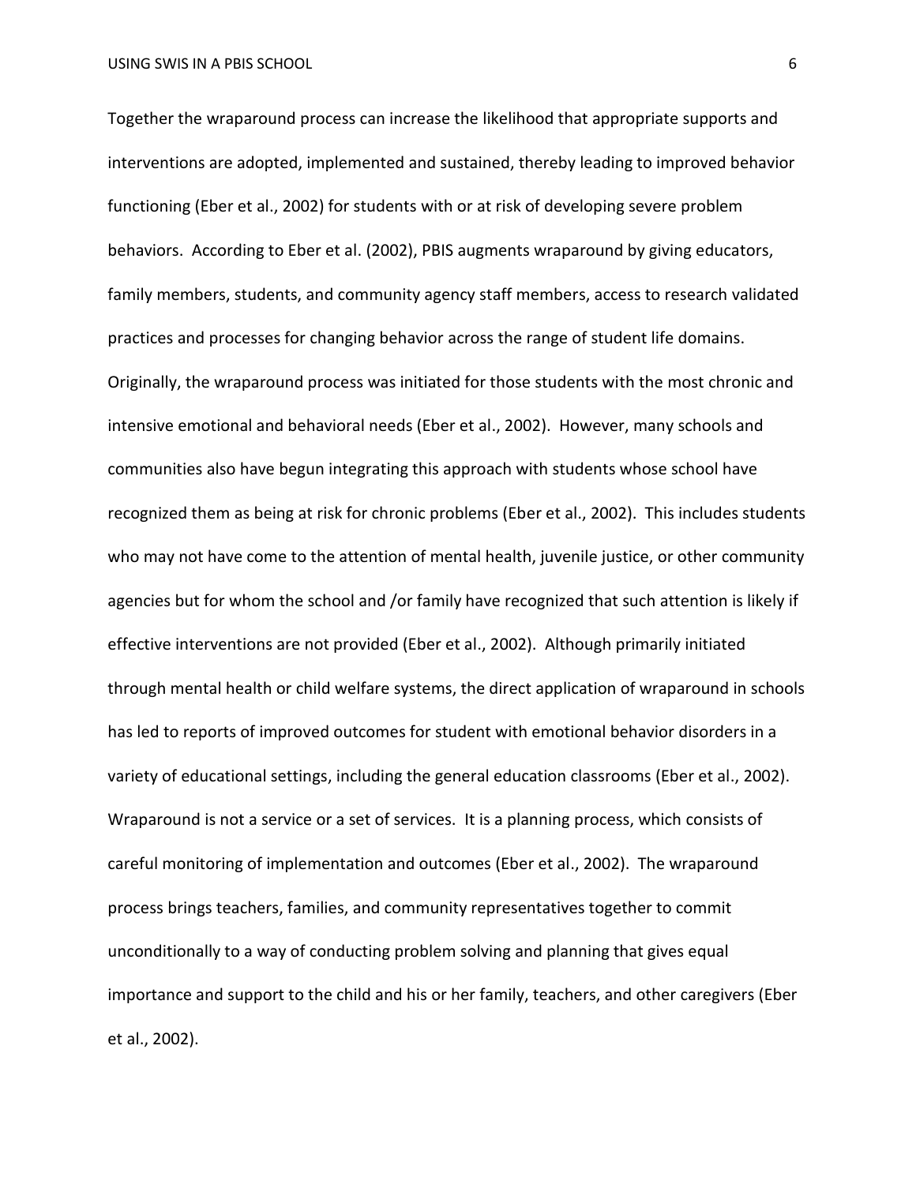Together the wraparound process can increase the likelihood that appropriate supports and interventions are adopted, implemented and sustained, thereby leading to improved behavior functioning (Eber et al., 2002) for students with or at risk of developing severe problem behaviors. According to Eber et al. (2002), PBIS augments wraparound by giving educators, family members, students, and community agency staff members, access to research validated practices and processes for changing behavior across the range of student life domains. Originally, the wraparound process was initiated for those students with the most chronic and intensive emotional and behavioral needs (Eber et al., 2002). However, many schools and communities also have begun integrating this approach with students whose school have recognized them as being at risk for chronic problems (Eber et al., 2002). This includes students who may not have come to the attention of mental health, juvenile justice, or other community agencies but for whom the school and /or family have recognized that such attention is likely if effective interventions are not provided (Eber et al., 2002). Although primarily initiated through mental health or child welfare systems, the direct application of wraparound in schools has led to reports of improved outcomes for student with emotional behavior disorders in a variety of educational settings, including the general education classrooms (Eber et al., 2002). Wraparound is not a service or a set of services. It is a planning process, which consists of careful monitoring of implementation and outcomes (Eber et al., 2002). The wraparound process brings teachers, families, and community representatives together to commit unconditionally to a way of conducting problem solving and planning that gives equal importance and support to the child and his or her family, teachers, and other caregivers (Eber et al., 2002).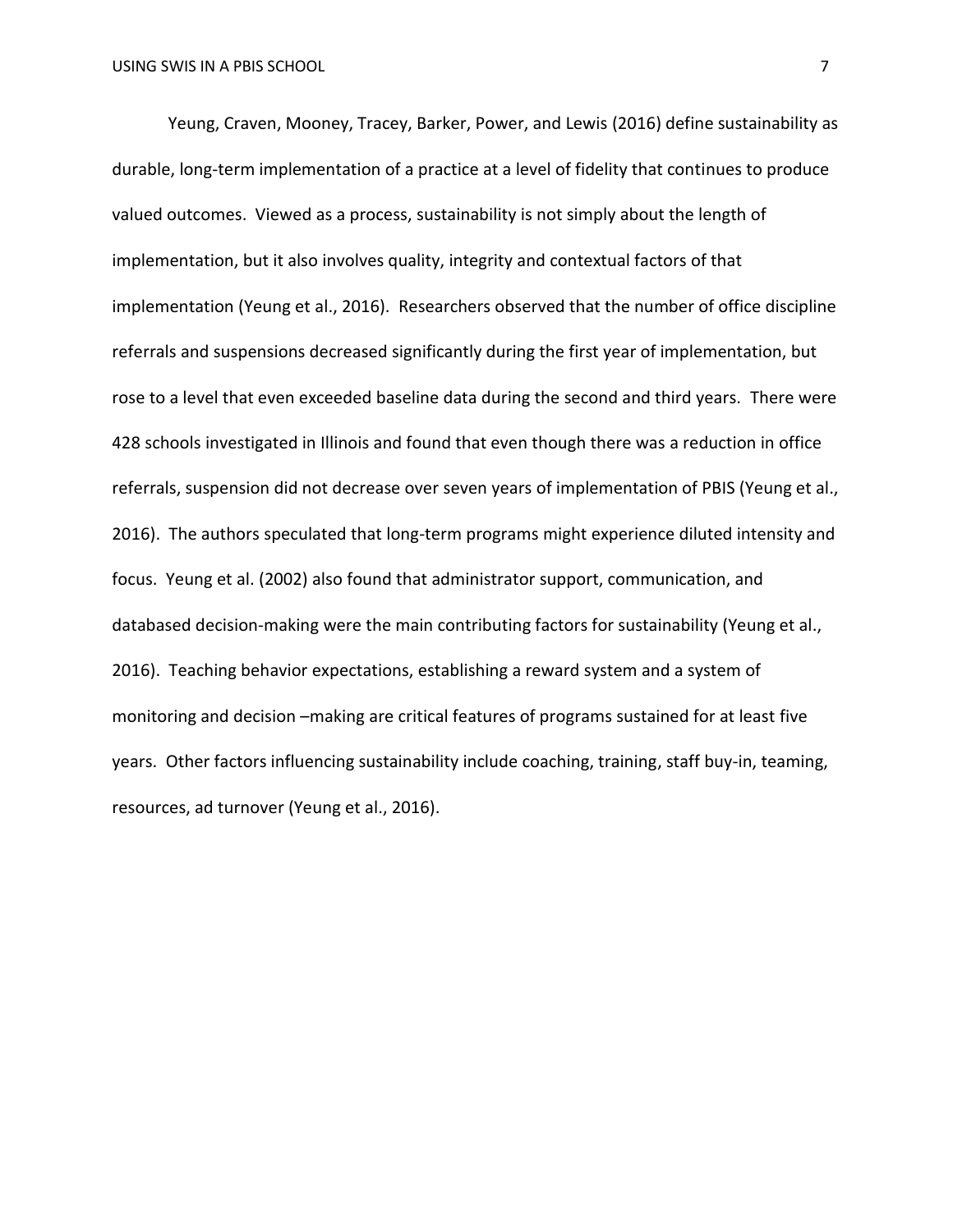Yeung, Craven, Mooney, Tracey, Barker, Power, and Lewis (2016) define sustainability as durable, long-term implementation of a practice at a level of fidelity that continues to produce valued outcomes. Viewed as a process, sustainability is not simply about the length of implementation, but it also involves quality, integrity and contextual factors of that implementation (Yeung et al., 2016). Researchers observed that the number of office discipline referrals and suspensions decreased significantly during the first year of implementation, but rose to a level that even exceeded baseline data during the second and third years. There were 428 schools investigated in Illinois and found that even though there was a reduction in office referrals, suspension did not decrease over seven years of implementation of PBIS (Yeung et al., 2016). The authors speculated that long-term programs might experience diluted intensity and focus. Yeung et al. (2002) also found that administrator support, communication, and databased decision-making were the main contributing factors for sustainability (Yeung et al., 2016). Teaching behavior expectations, establishing a reward system and a system of monitoring and decision –making are critical features of programs sustained for at least five years. Other factors influencing sustainability include coaching, training, staff buy-in, teaming, resources, ad turnover (Yeung et al., 2016).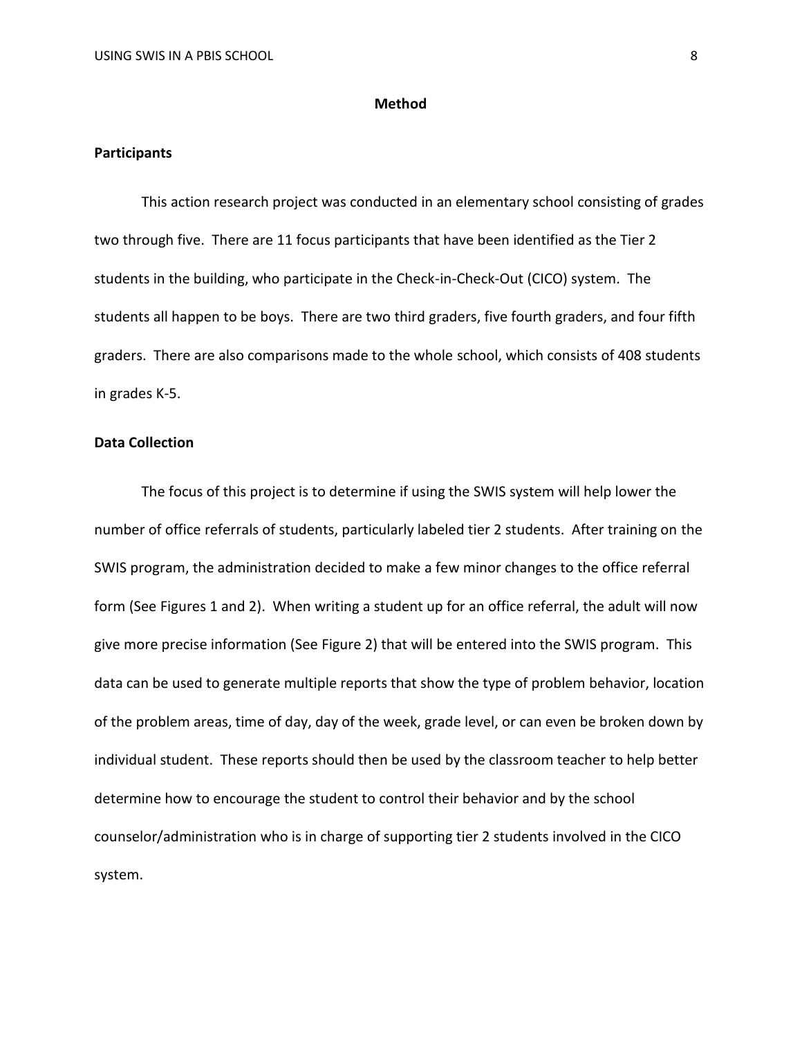# Method

## Participants

This action research project was conducted in an elementary school consisting of grades two through five. There are 11 focus participants that have been identified as the Tier 2 students in the building, who participate in the Check-in-Check-Out (CICO) system. The students all happen to be boys. There are two third graders, five fourth graders, and four fifth graders. There are also comparisons made to the whole school, which consists of 408 students in grades K-5.

## Data Collection

The focus of this project is to determine if using the SWIS system will help lower the number of office referrals of students, particularly labeled tier 2 students. After training on the SWIS program, the administration decided to make a few minor changes to the office referral form (See Figures 1 and 2). When writing a student up for an office referral, the adult will now give more precise information (See Figure 2) that will be entered into the SWIS program. This data can be used to generate multiple reports that show the type of problem behavior, location of the problem areas, time of day, day of the week, grade level, or can even be broken down by individual student. These reports should then be used by the classroom teacher to help better determine how to encourage the student to control their behavior and by the school counselor/administration who is in charge of supporting tier 2 students involved in the CICO system.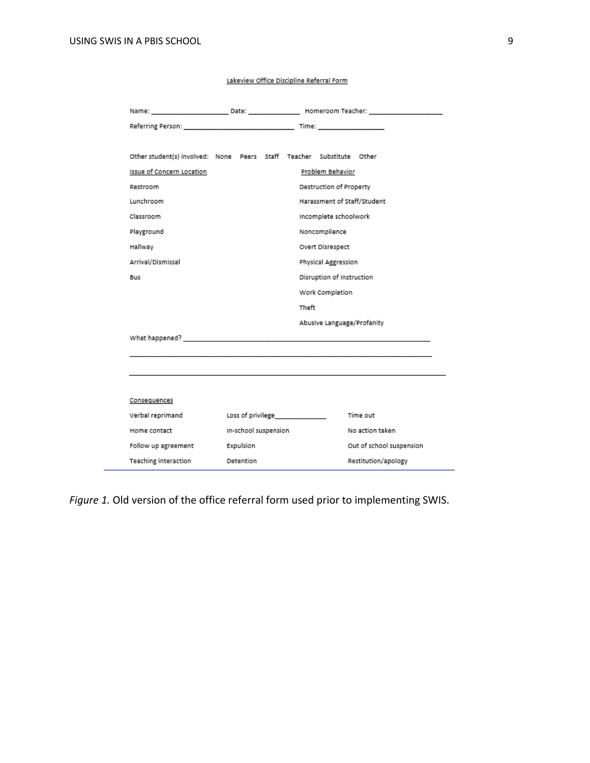Lakeview Office Discipline Referral Form

Name: ____________________ Date: ______________ Homeroom Teacher: ____________________

Referring Person: ____________________________ Time: _________________

Other student(s) involved: None Peers Staff Teacher Substitute Other

| Issue of Concern Location | Problem Behavior |
|---|---|
| Restroom | Destruction of Property |
| Lunchroom | Harassment of Staff/Student |
| Classroom | Incomplete schoolwork |
| Playground | Noncompliance |
| Hallway | Overt Disrespect |
| Arrival/Dismissal | Physical Aggression |
| Bus | Disruption of Instruction |
| | Work Completion |
| | Theft |
| | Abusive Language/Profanity |

What happened? ________________________________________________________________

________________________________________________________________________

________________________________________________________________________

| Consequences | | |
|---|---|---|
| Verbal reprimand | Loss of privilege______________ | Time out |
| Home contact | In-school suspension | No action taken |
| Follow up agreement | Expulsion | Out of school suspension |
| Teaching interaction | Detention | Restitution/apology |

*Figure 1.* Old version of the office referral form used prior to implementing SWIS.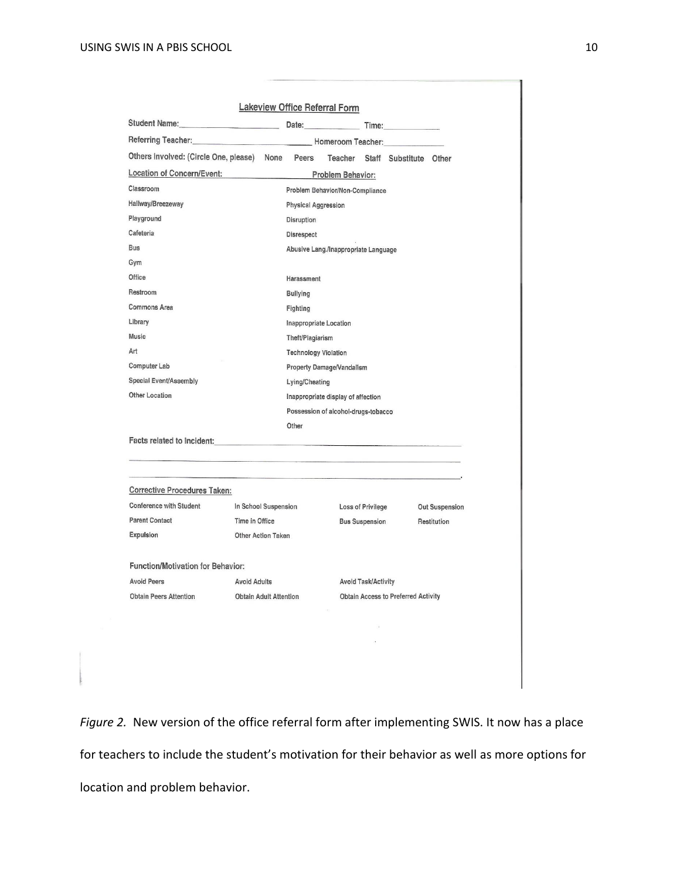**Lakeview Office Referral Form**

Student Name:\_\_\_\_\_\_\_\_\_\_\_\_\_\_\_\_\_\_\_\_\_\_ Date:\_\_\_\_\_\_\_\_\_\_\_\_ Time:\_\_\_\_\_\_\_\_\_\_\_\_

Referring Teacher:\_\_\_\_\_\_\_\_\_\_\_\_\_\_\_\_\_\_\_\_\_\_\_\_\_\_ Homeroom Teacher:\_\_\_\_\_\_\_\_\_\_\_\_\_\_

Others Involved: (Circle One, please) None Peers Teacher Staff Substitute Other

| Location of Concern/Event: | Problem Behavior: |
|---|---|
| Classroom | Problem Behavior/Non-Compliance |
| Hallway/Breezeway | Physical Aggression |
| Playground | Disruption |
| Cafeteria | Disrespect |
| Bus | Abusive Lang./Inappropriate Language |
| Gym | |
| Office | Harassment |
| Restroom | Bullying |
| Commons Area | Fighting |
| Library | Inappropriate Location |
| Music | Theft/Plagiarism |
| Art | Technology Violation |
| Computer Lab | Property Damage/Vandalism |
| Special Event/Assembly | Lying/Cheating |
| Other Location | Inappropriate display of affection |
| | Possession of alcohol-drugs-tobacco |
| | Other |

Facts related to Incident:\_\_\_\_\_\_\_\_\_\_\_\_\_\_\_\_\_\_\_\_\_\_\_\_\_\_\_\_\_\_\_\_\_\_\_\_\_\_\_\_\_\_\_\_\_\_\_\_\_\_

\_\_\_\_\_\_\_\_\_\_\_\_\_\_\_\_\_\_\_\_\_\_\_\_\_\_\_\_\_\_\_\_\_\_\_\_\_\_\_\_\_\_\_\_\_\_\_\_\_\_\_\_\_\_\_\_\_\_\_\_\_\_\_\_\_\_\_\_\_\_

\_\_\_\_\_\_\_\_\_\_\_\_\_\_\_\_\_\_\_\_\_\_\_\_\_\_\_\_\_\_\_\_\_\_\_\_\_\_\_\_\_\_\_\_\_\_\_\_\_\_\_\_\_\_\_\_\_\_\_\_\_\_\_\_\_\_\_\_\_\_.

**Corrective Procedures Taken:**

| | | | |
|---|---|---|---|
| Conference with Student | In School Suspension | Loss of Privilege | Out Suspension |
| Parent Contact | Time in Office | Bus Suspension | Restitution |
| Expulsion | Other Action Taken | | |

**Function/Motivation for Behavior:**

| | | |
|---|---|---|
| Avoid Peers | Avoid Adults | Avoid Task/Activity |
| Obtain Peers Attention | Obtain Adult Attention | Obtain Access to Preferred Activity |

*Figure 2.* New version of the office referral form after implementing SWIS. It now has a place for teachers to include the student's motivation for their behavior as well as more options for location and problem behavior.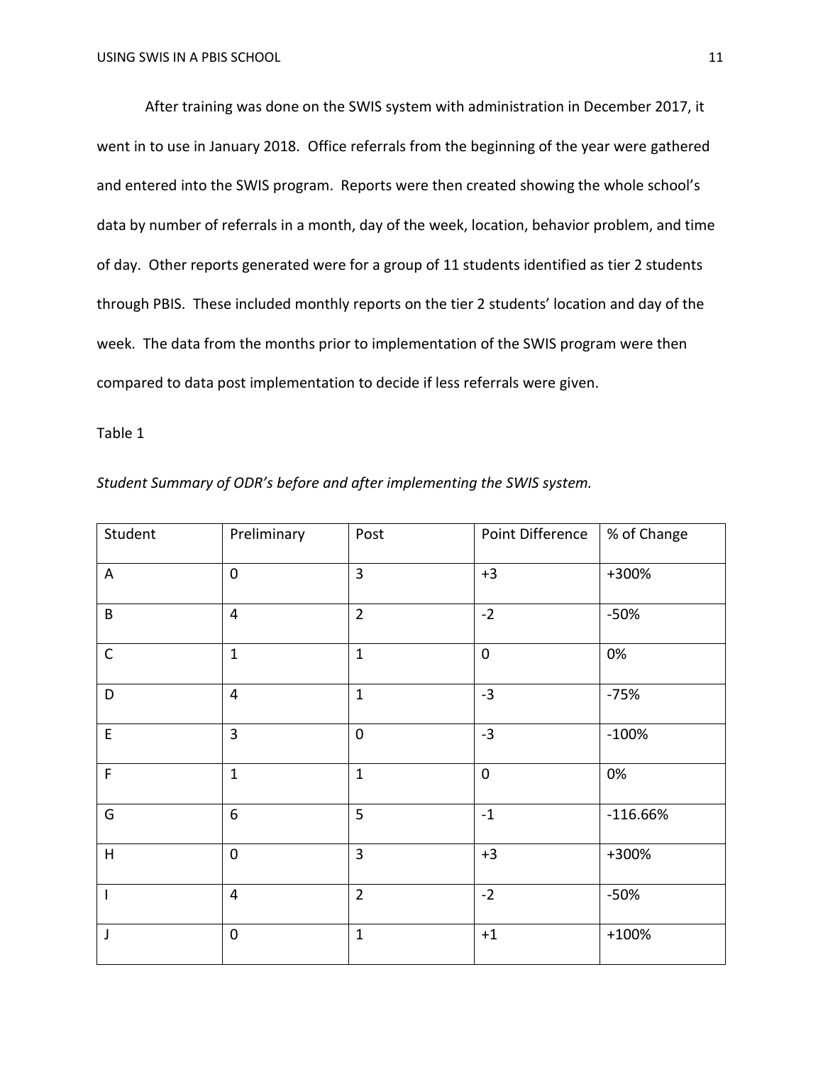After training was done on the SWIS system with administration in December 2017, it went in to use in January 2018. Office referrals from the beginning of the year were gathered and entered into the SWIS program. Reports were then created showing the whole school's data by number of referrals in a month, day of the week, location, behavior problem, and time of day. Other reports generated were for a group of 11 students identified as tier 2 students through PBIS. These included monthly reports on the tier 2 students' location and day of the week. The data from the months prior to implementation of the SWIS program were then compared to data post implementation to decide if less referrals were given.

Table 1

*Student Summary of ODR's before and after implementing the SWIS system.*

| Student | Preliminary | Post | Point Difference | % of Change |
|---|---|---|---|---|
| A | 0 | 3 | +3 | +300% |
| B | 4 | 2 | -2 | -50% |
| C | 1 | 1 | 0 | 0% |
| D | 4 | 1 | -3 | -75% |
| E | 3 | 0 | -3 | -100% |
| F | 1 | 1 | 0 | 0% |
| G | 6 | 5 | -1 | -116.66% |
| H | 0 | 3 | +3 | +300% |
| I | 4 | 2 | -2 | -50% |
| J | 0 | 1 | +1 | +100% |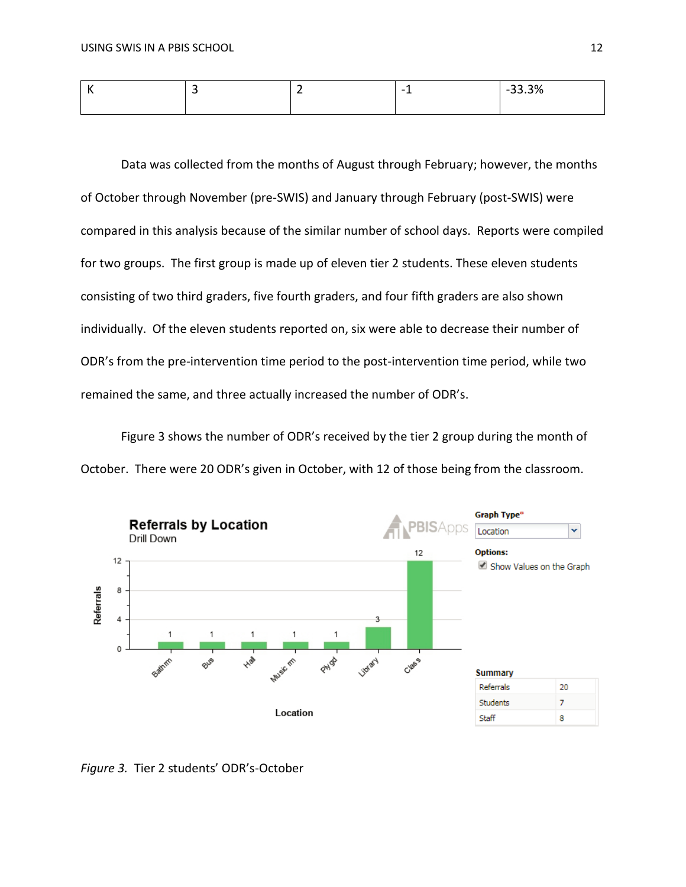| K | 3 | 2 | -1 | -33.3% |
|---|---|---|---|---|

Data was collected from the months of August through February; however, the months of October through November (pre-SWIS) and January through February (post-SWIS) were compared in this analysis because of the similar number of school days. Reports were compiled for two groups. The first group is made up of eleven tier 2 students. These eleven students consisting of two third graders, five fourth graders, and four fifth graders are also shown individually. Of the eleven students reported on, six were able to decrease their number of ODR's from the pre-intervention time period to the post-intervention time period, while two remained the same, and three actually increased the number of ODR's.

Figure 3 shows the number of ODR's received by the tier 2 group during the month of October. There were 20 ODR's given in October, with 12 of those being from the classroom.

*Figure 3.* Tier 2 students' ODR's-October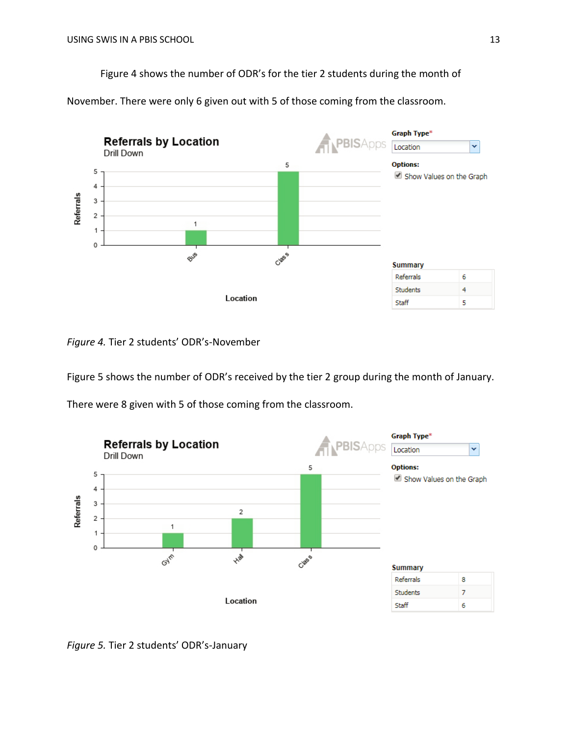Figure 4 shows the number of ODR's for the tier 2 students during the month of November. There were only 6 given out with 5 of those coming from the classroom.

*Figure 4.* Tier 2 students' ODR's-November

Figure 5 shows the number of ODR's received by the tier 2 group during the month of January. There were 8 given with 5 of those coming from the classroom.

*Figure 5.* Tier 2 students' ODR's-January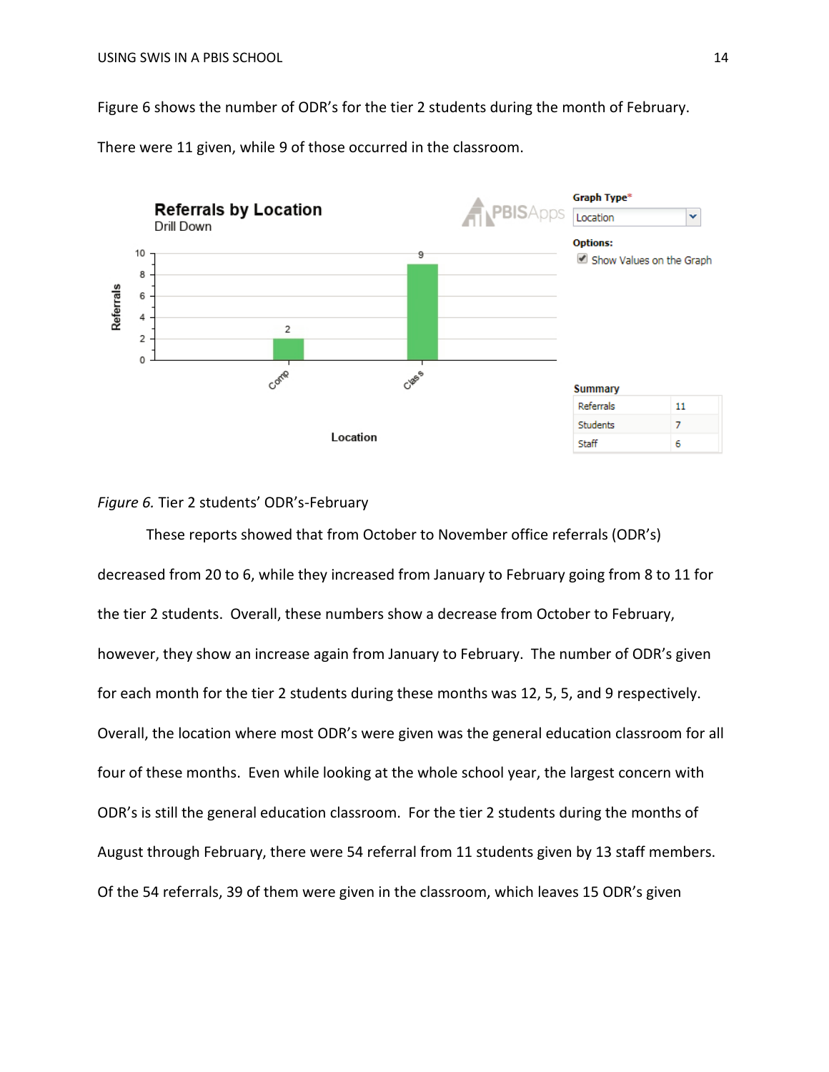Figure 6 shows the number of ODR's for the tier 2 students during the month of February. There were 11 given, while 9 of those occurred in the classroom.

*Figure 6.* Tier 2 students' ODR's-February

These reports showed that from October to November office referrals (ODR's) decreased from 20 to 6, while they increased from January to February going from 8 to 11 for the tier 2 students. Overall, these numbers show a decrease from October to February, however, they show an increase again from January to February. The number of ODR's given for each month for the tier 2 students during these months was 12, 5, 5, and 9 respectively. Overall, the location where most ODR's were given was the general education classroom for all four of these months. Even while looking at the whole school year, the largest concern with ODR's is still the general education classroom. For the tier 2 students during the months of August through February, there were 54 referral from 11 students given by 13 staff members. Of the 54 referrals, 39 of them were given in the classroom, which leaves 15 ODR's given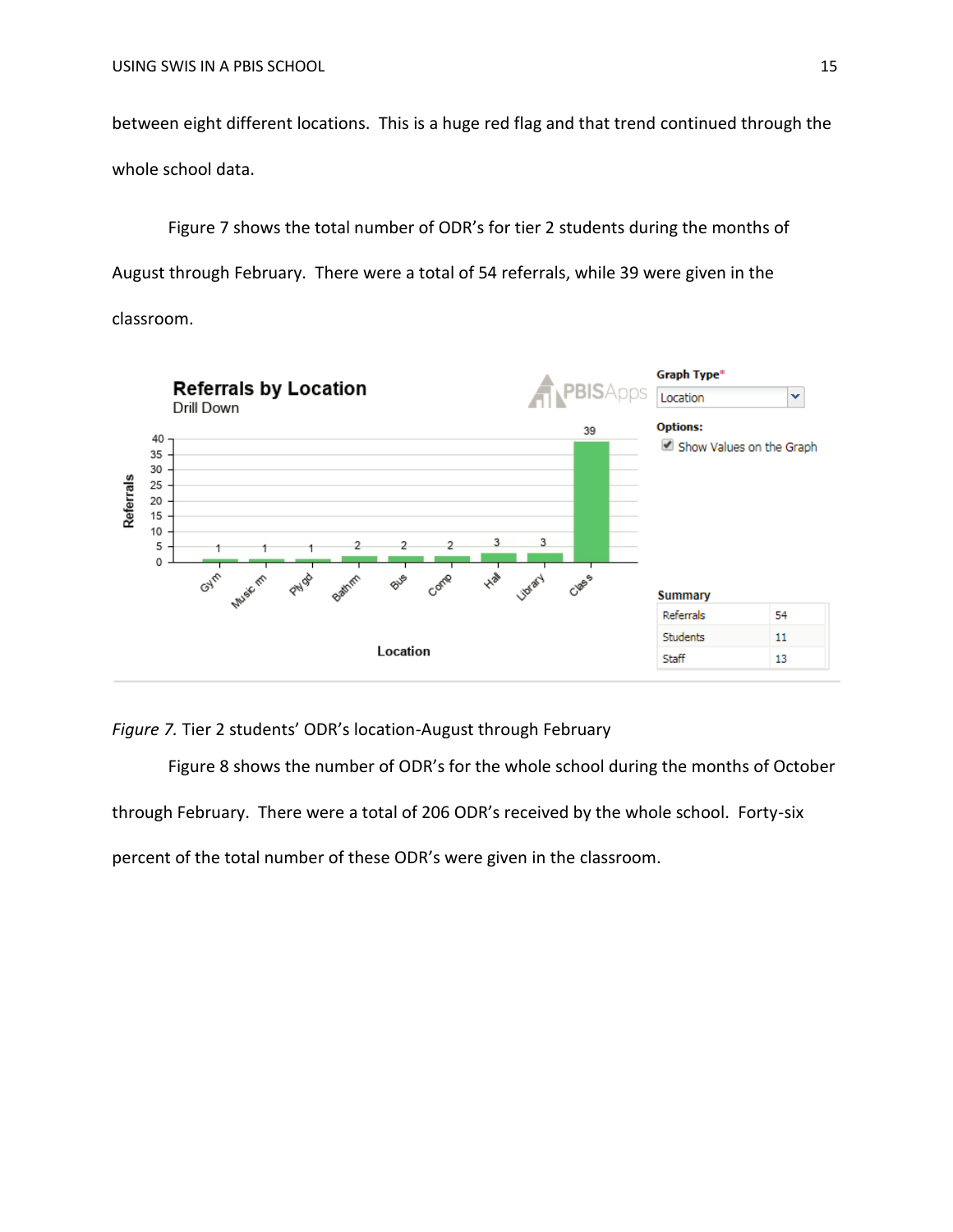between eight different locations. This is a huge red flag and that trend continued through the whole school data.

Figure 7 shows the total number of ODR's for tier 2 students during the months of August through February. There were a total of 54 referrals, while 39 were given in the classroom.

*Figure 7.* Tier 2 students' ODR's location-August through February

Figure 8 shows the number of ODR's for the whole school during the months of October through February. There were a total of 206 ODR's received by the whole school. Forty-six percent of the total number of these ODR's were given in the classroom.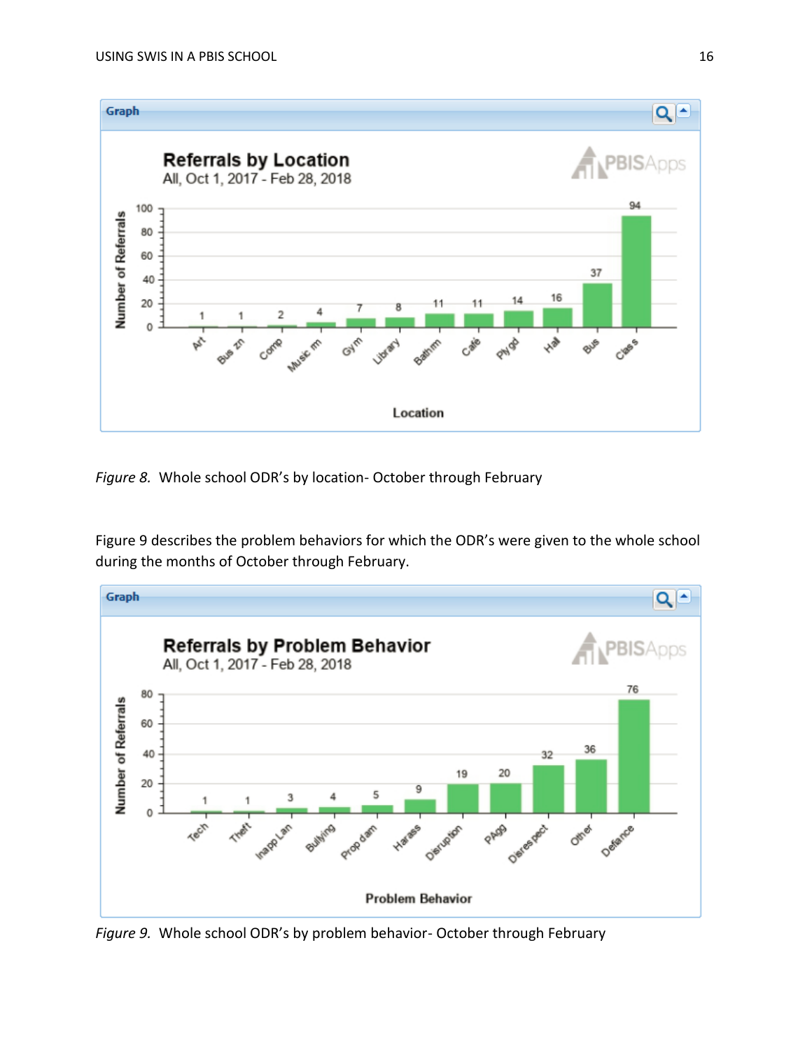*Figure 8.* Whole school ODR's by location- October through February

Figure 9 describes the problem behaviors for which the ODR's were given to the whole school during the months of October through February.

*Figure 9.* Whole school ODR's by problem behavior- October through February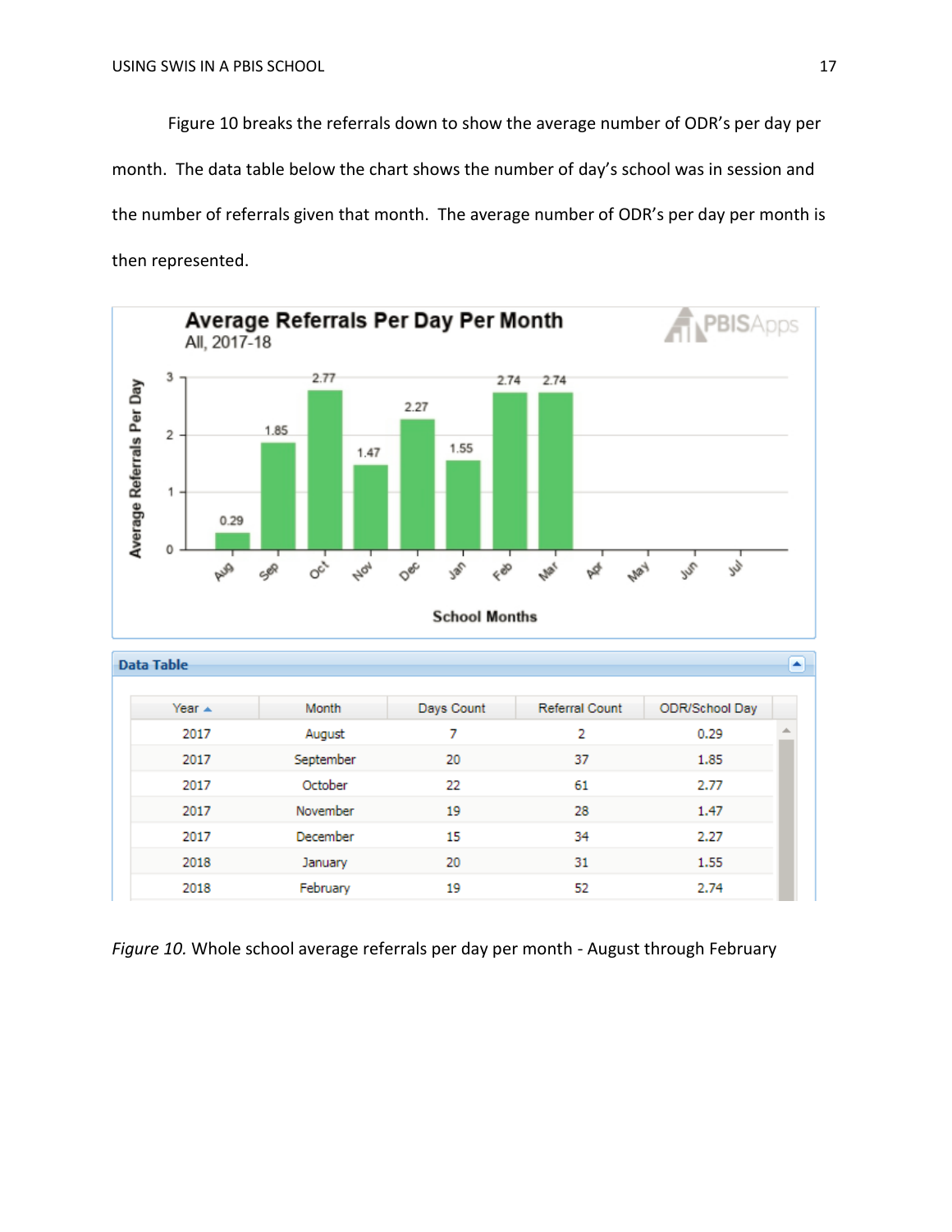Figure 10 breaks the referrals down to show the average number of ODR's per day per month. The data table below the chart shows the number of day's school was in session and the number of referrals given that month. The average number of ODR's per day per month is then represented.

**Average Referrals Per Day Per Month**
All, 2017-18

**Data Table**

| Year | Month | Days Count | Referral Count | ODR/School Day |
|---|---|---|---|---|
| 2017 | August | 7 | 2 | 0.29 |
| 2017 | September | 20 | 37 | 1.85 |
| 2017 | October | 22 | 61 | 2.77 |
| 2017 | November | 19 | 28 | 1.47 |
| 2017 | December | 15 | 34 | 2.27 |
| 2018 | January | 20 | 31 | 1.55 |
| 2018 | February | 19 | 52 | 2.74 |

*Figure 10.* Whole school average referrals per day per month - August through February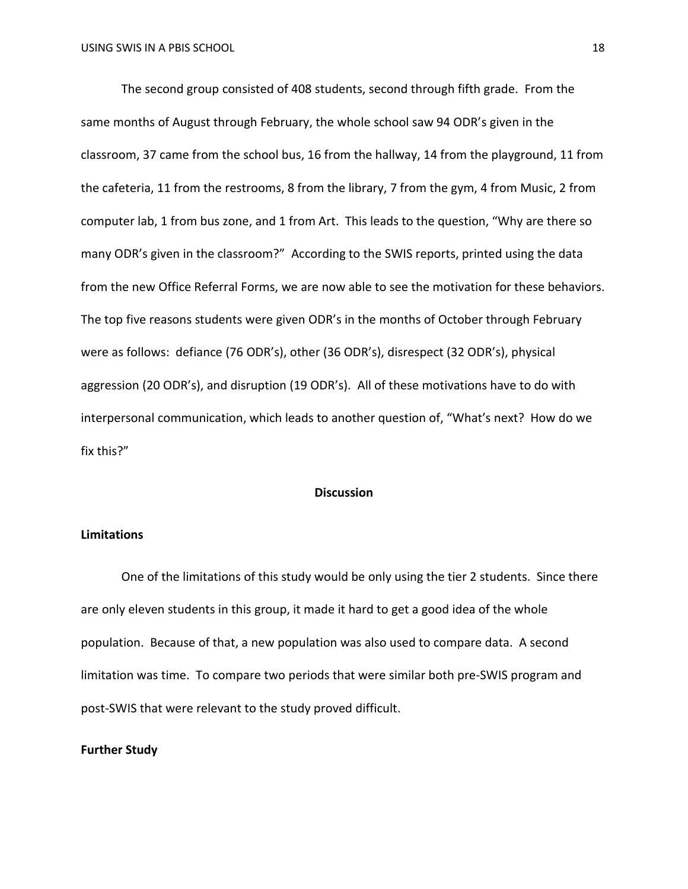The second group consisted of 408 students, second through fifth grade. From the same months of August through February, the whole school saw 94 ODR's given in the classroom, 37 came from the school bus, 16 from the hallway, 14 from the playground, 11 from the cafeteria, 11 from the restrooms, 8 from the library, 7 from the gym, 4 from Music, 2 from computer lab, 1 from bus zone, and 1 from Art. This leads to the question, "Why are there so many ODR's given in the classroom?" According to the SWIS reports, printed using the data from the new Office Referral Forms, we are now able to see the motivation for these behaviors. The top five reasons students were given ODR's in the months of October through February were as follows: defiance (76 ODR's), other (36 ODR's), disrespect (32 ODR's), physical aggression (20 ODR's), and disruption (19 ODR's). All of these motivations have to do with interpersonal communication, which leads to another question of, "What's next? How do we fix this?"

## Discussion

### Limitations

One of the limitations of this study would be only using the tier 2 students. Since there are only eleven students in this group, it made it hard to get a good idea of the whole population. Because of that, a new population was also used to compare data. A second limitation was time. To compare two periods that were similar both pre-SWIS program and post-SWIS that were relevant to the study proved difficult.

### Further Study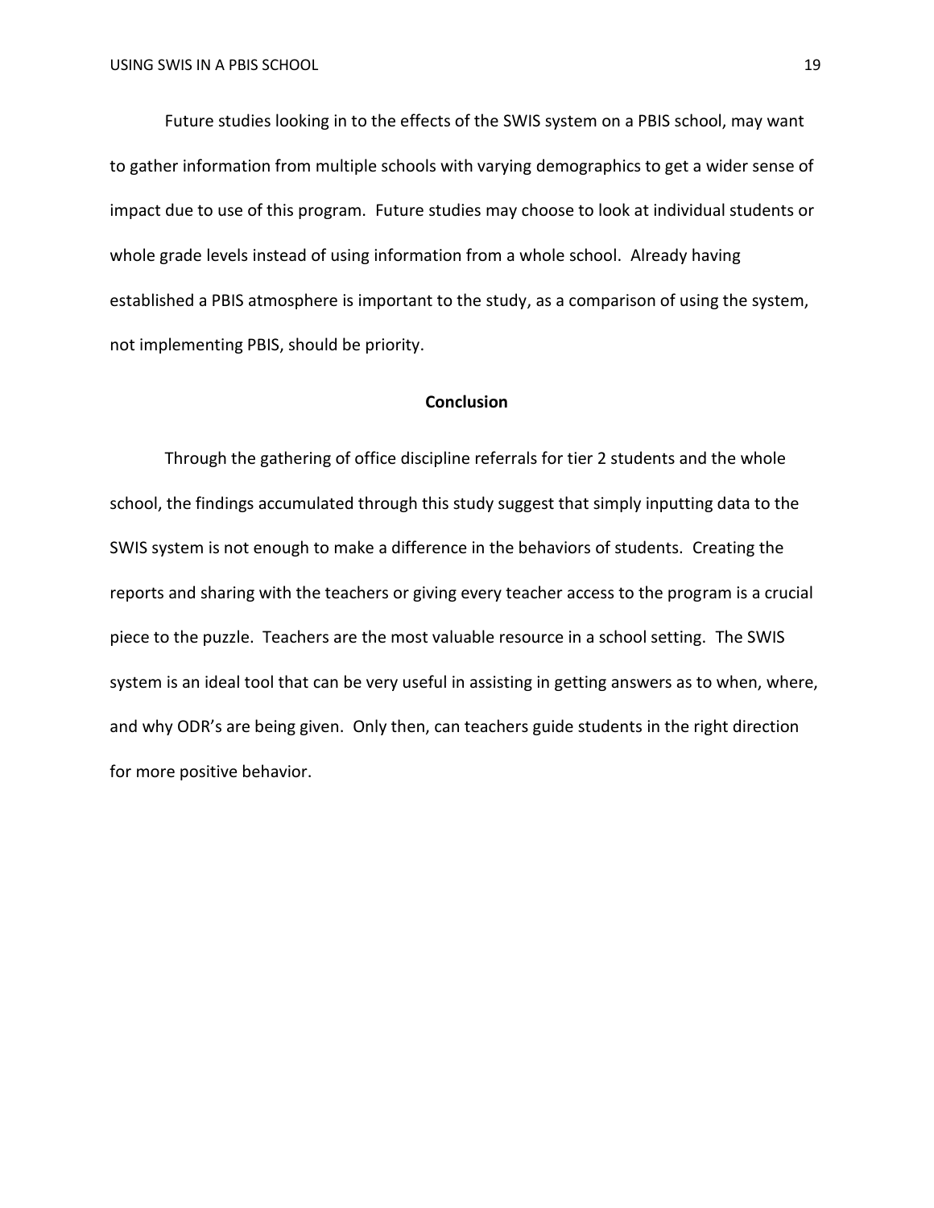Future studies looking in to the effects of the SWIS system on a PBIS school, may want to gather information from multiple schools with varying demographics to get a wider sense of impact due to use of this program. Future studies may choose to look at individual students or whole grade levels instead of using information from a whole school. Already having established a PBIS atmosphere is important to the study, as a comparison of using the system, not implementing PBIS, should be priority.

## Conclusion

Through the gathering of office discipline referrals for tier 2 students and the whole school, the findings accumulated through this study suggest that simply inputting data to the SWIS system is not enough to make a difference in the behaviors of students. Creating the reports and sharing with the teachers or giving every teacher access to the program is a crucial piece to the puzzle. Teachers are the most valuable resource in a school setting. The SWIS system is an ideal tool that can be very useful in assisting in getting answers as to when, where, and why ODR's are being given. Only then, can teachers guide students in the right direction for more positive behavior.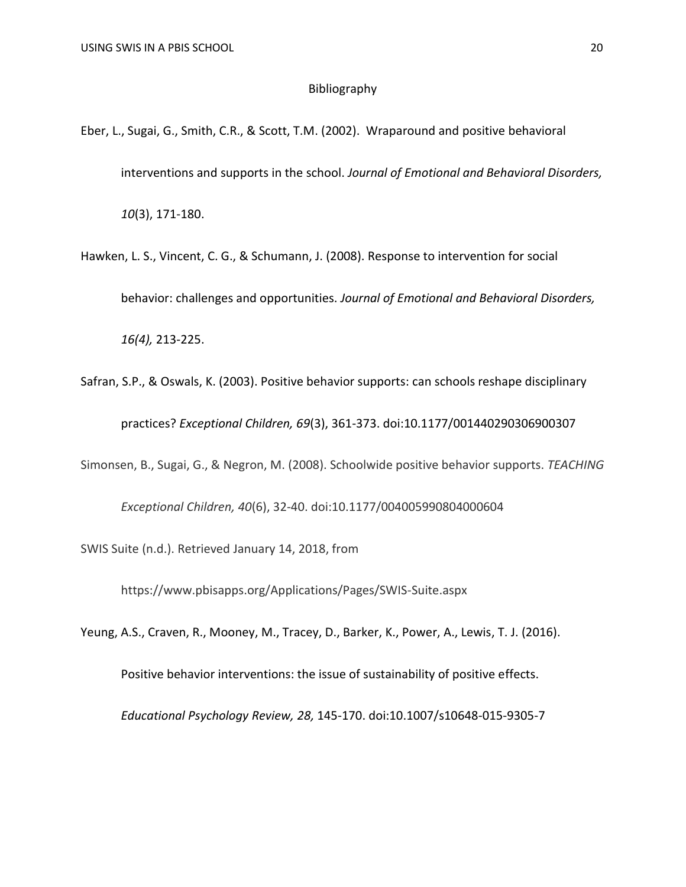# Bibliography

Eber, L., Sugai, G., Smith, C.R., & Scott, T.M. (2002). Wraparound and positive behavioral interventions and supports in the school. *Journal of Emotional and Behavioral Disorders, 10*(3), 171-180.

Hawken, L. S., Vincent, C. G., & Schumann, J. (2008). Response to intervention for social behavior: challenges and opportunities. *Journal of Emotional and Behavioral Disorders, 16(4),* 213-225.

Safran, S.P., & Oswals, K. (2003). Positive behavior supports: can schools reshape disciplinary practices? *Exceptional Children, 69*(3), 361-373. doi:10.1177/001440290306900307

Simonsen, B., Sugai, G., & Negron, M. (2008). Schoolwide positive behavior supports. *TEACHING Exceptional Children, 40*(6), 32-40. doi:10.1177/004005990804000604

SWIS Suite (n.d.). Retrieved January 14, 2018, from https://www.pbisapps.org/Applications/Pages/SWIS-Suite.aspx

Yeung, A.S., Craven, R., Mooney, M., Tracey, D., Barker, K., Power, A., Lewis, T. J. (2016). Positive behavior interventions: the issue of sustainability of positive effects. *Educational Psychology Review, 28,* 145-170. doi:10.1007/s10648-015-9305-7